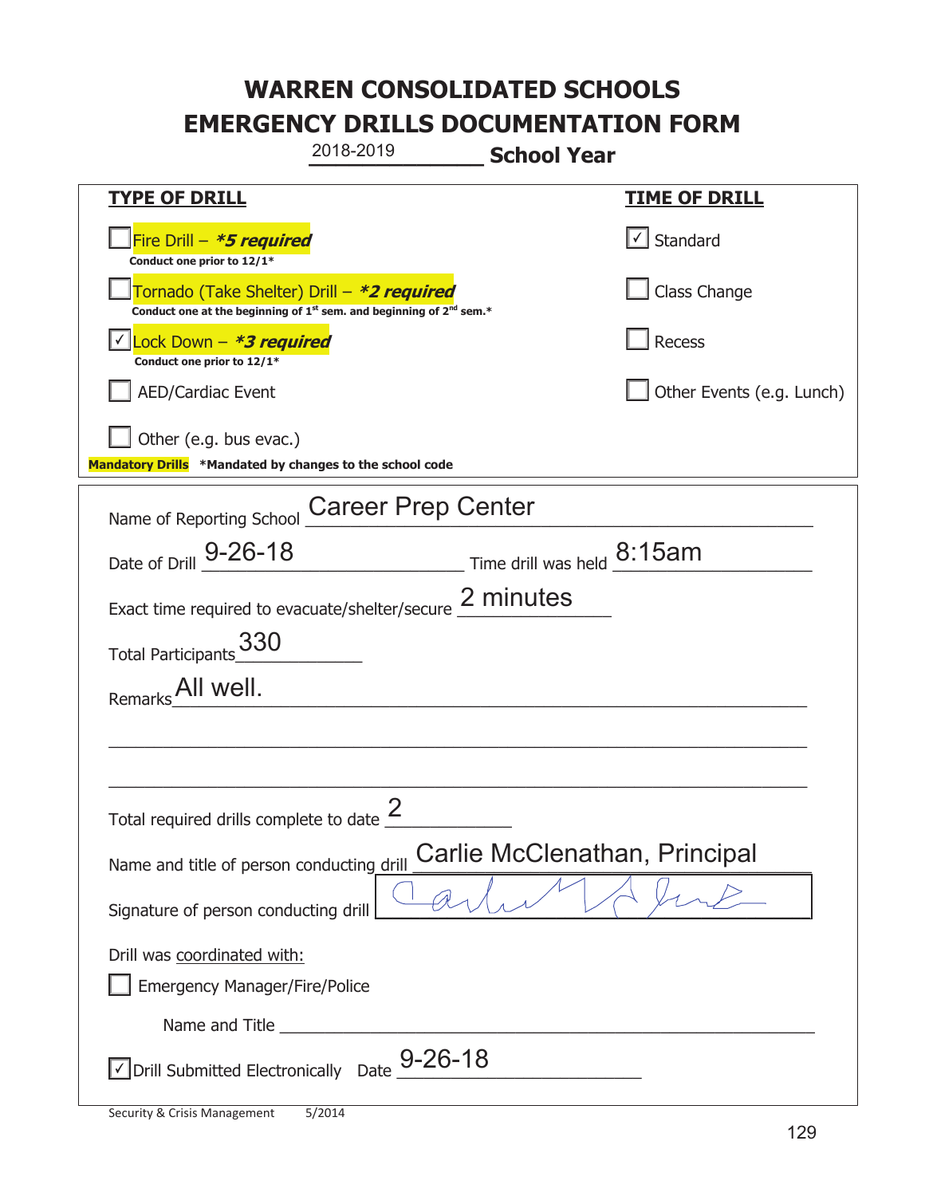# WARREN CONSOLIDATED SCHOOLS
# EMERGENCY DRILLS DOCUMENTATION FORM

2018-2019 **School Year**

| **TYPE OF DRILL** | **TIME OF DRILL** |
|---|---|
| ☐ Fire Drill – ***5 required*** <br> **Conduct one prior to 12/1*** | ☑ Standard |
| ☐ Tornado (Take Shelter) Drill – ***2 required*** <br> **Conduct one at the beginning of 1st sem. and beginning of 2nd sem.*** | ☐ Class Change |
| ☑ Lock Down – ***3 required*** <br> **Conduct one prior to 12/1*** | ☐ Recess |
| ☐ AED/Cardiac Event | ☐ Other Events (e.g. Lunch) |
| ☐ Other (e.g. bus evac.) | |

**Mandatory Drills** ***Mandated by changes to the school code**

Name of Reporting School: Career Prep Center

Date of Drill: 9-26-18 Time drill was held: 8:15am

Exact time required to evacuate/shelter/secure: 2 minutes

Total Participants: 330

Remarks: All well.

Total required drills complete to date: 2

Name and title of person conducting drill: Carlie McClenathan, Principal

Signature of person conducting drill: [signature]

Drill was coordinated with:

☐ Emergency Manager/Fire/Police

Name and Title ______________________

☑ Drill Submitted Electronically Date: 9-26-18

Security & Crisis Management 5/2014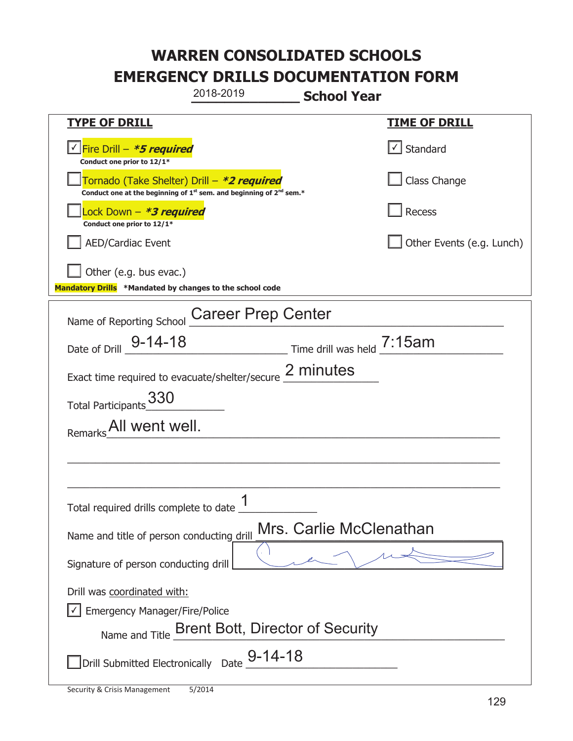# WARREN CONSOLIDATED SCHOOLS
# EMERGENCY DRILLS DOCUMENTATION FORM

2018-2019 **School Year**

| **TYPE OF DRILL** | **TIME OF DRILL** |
|---|---|
| ☑ Fire Drill – ***5 required*** <br> **Conduct one prior to 12/1*** | ☑ Standard |
| ☐ Tornado (Take Shelter) Drill – ***2 required*** <br> **Conduct one at the beginning of 1st sem. and beginning of 2nd sem.*** | ☐ Class Change |
| ☐ Lock Down – ***3 required*** <br> **Conduct one prior to 12/1*** | ☐ Recess |
| ☐ AED/Cardiac Event | ☐ Other Events (e.g. Lunch) |
| ☐ Other (e.g. bus evac.) | |

**Mandatory Drills** **\*Mandated by changes to the school code**

Name of Reporting School: Career Prep Center

Date of Drill: 9-14-18 Time drill was held: 7:15am

Exact time required to evacuate/shelter/secure: 2 minutes

Total Participants: 330

Remarks: All went well.

Total required drills complete to date: 1

Name and title of person conducting drill: Mrs. Carlie McClenathan

Signature of person conducting drill: [signature]

Drill was coordinated with:

☑ Emergency Manager/Fire/Police

Name and Title: Brent Bott, Director of Security

☐ Drill Submitted Electronically Date: 9-14-18

Security & Crisis Management 5/2014